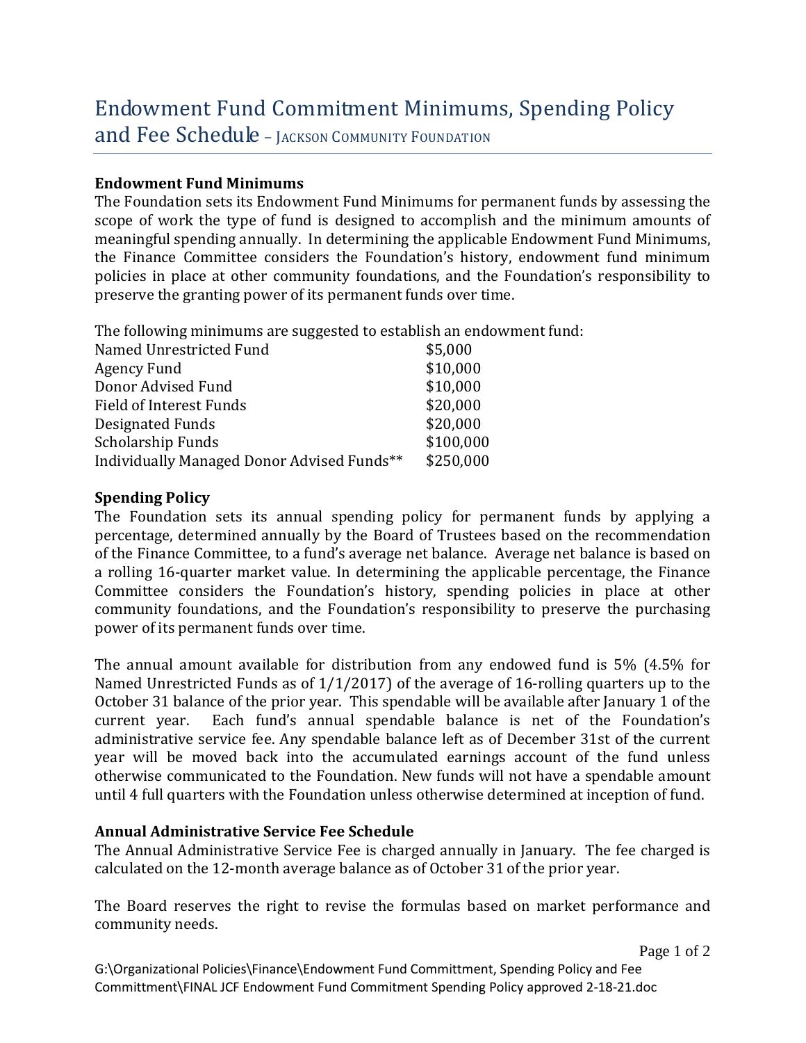# Endowment Fund Commitment Minimums, Spending Policy and Fee Schedule – Jackson Community Foundation

### Endowment Fund Minimums

The Foundation sets its Endowment Fund Minimums for permanent funds by assessing the scope of work the type of fund is designed to accomplish and the minimum amounts of meaningful spending annually. In determining the applicable Endowment Fund Minimums, the Finance Committee considers the Foundation's history, endowment fund minimum policies in place at other community foundations, and the Foundation's responsibility to preserve the granting power of its permanent funds over time.

The following minimums are suggested to establish an endowment fund:

| | |
|---|---|
| Named Unrestricted Fund | $5,000 |
| Agency Fund | $10,000 |
| Donor Advised Fund | $10,000 |
| Field of Interest Funds | $20,000 |
| Designated Funds | $20,000 |
| Scholarship Funds | $100,000 |
| Individually Managed Donor Advised Funds** | $250,000 |

### Spending Policy

The Foundation sets its annual spending policy for permanent funds by applying a percentage, determined annually by the Board of Trustees based on the recommendation of the Finance Committee, to a fund's average net balance. Average net balance is based on a rolling 16-quarter market value. In determining the applicable percentage, the Finance Committee considers the Foundation's history, spending policies in place at other community foundations, and the Foundation's responsibility to preserve the purchasing power of its permanent funds over time.

The annual amount available for distribution from any endowed fund is 5% (4.5% for Named Unrestricted Funds as of 1/1/2017) of the average of 16-rolling quarters up to the October 31 balance of the prior year. This spendable will be available after January 1 of the current year. Each fund's annual spendable balance is net of the Foundation's administrative service fee. Any spendable balance left as of December 31st of the current year will be moved back into the accumulated earnings account of the fund unless otherwise communicated to the Foundation. New funds will not have a spendable amount until 4 full quarters with the Foundation unless otherwise determined at inception of fund.

### Annual Administrative Service Fee Schedule

The Annual Administrative Service Fee is charged annually in January. The fee charged is calculated on the 12-month average balance as of October 31 of the prior year.

The Board reserves the right to revise the formulas based on market performance and community needs.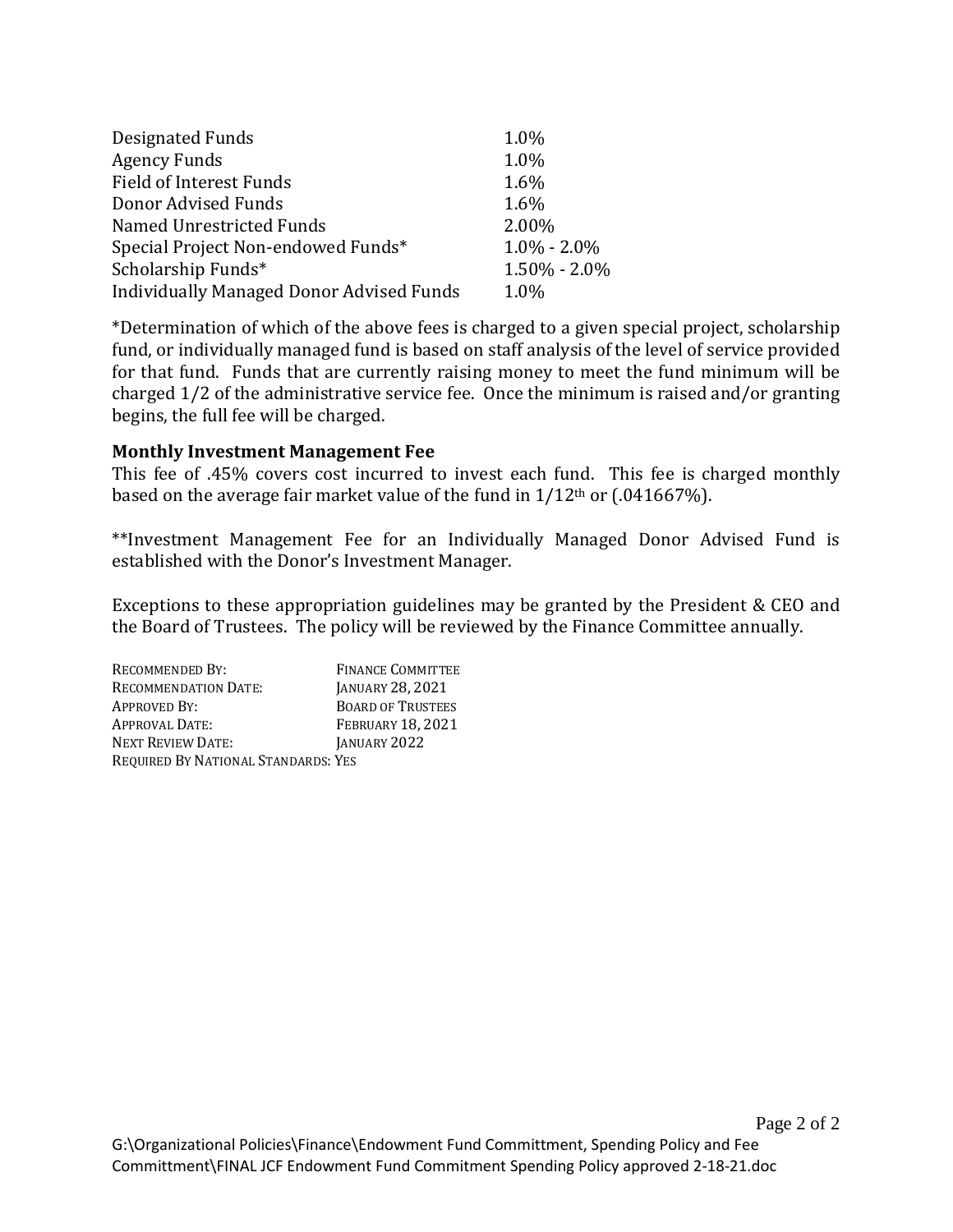| | |
|---|---|
| Designated Funds | 1.0% |
| Agency Funds | 1.0% |
| Field of Interest Funds | 1.6% |
| Donor Advised Funds | 1.6% |
| Named Unrestricted Funds | 2.00% |
| Special Project Non-endowed Funds* | 1.0% - 2.0% |
| Scholarship Funds* | 1.50% - 2.0% |
| Individually Managed Donor Advised Funds | 1.0% |

*Determination of which of the above fees is charged to a given special project, scholarship fund, or individually managed fund is based on staff analysis of the level of service provided for that fund. Funds that are currently raising money to meet the fund minimum will be charged 1/2 of the administrative service fee. Once the minimum is raised and/or granting begins, the full fee will be charged.

**Monthly Investment Management Fee**
This fee of .45% covers cost incurred to invest each fund. This fee is charged monthly based on the average fair market value of the fund in 1/12th or (.041667%).

**Investment Management Fee for an Individually Managed Donor Advised Fund is established with the Donor's Investment Manager.

Exceptions to these appropriation guidelines may be granted by the President & CEO and the Board of Trustees. The policy will be reviewed by the Finance Committee annually.

RECOMMENDED BY: FINANCE COMMITTEE
RECOMMENDATION DATE: JANUARY 28, 2021
APPROVED BY: BOARD OF TRUSTEES
APPROVAL DATE: FEBRUARY 18, 2021
NEXT REVIEW DATE: JANUARY 2022
REQUIRED BY NATIONAL STANDARDS: YES

G:\Organizational Policies\Finance\Endowment Fund Committment, Spending Policy and Fee Committment\FINAL JCF Endowment Fund Commitment Spending Policy approved 2-18-21.doc